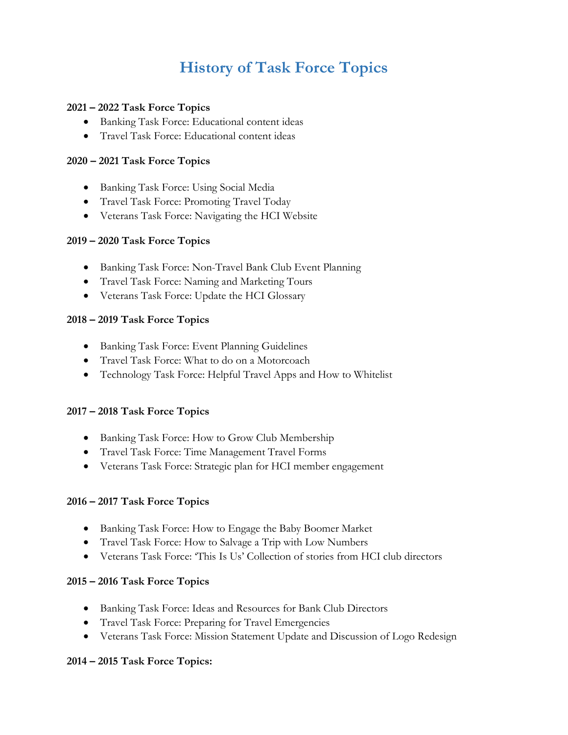# History of Task Force Topics

**2021 – 2022 Task Force Topics**

- Banking Task Force: Educational content ideas
- Travel Task Force: Educational content ideas

**2020 – 2021 Task Force Topics**

- Banking Task Force: Using Social Media
- Travel Task Force: Promoting Travel Today
- Veterans Task Force: Navigating the HCI Website

**2019 – 2020 Task Force Topics**

- Banking Task Force: Non-Travel Bank Club Event Planning
- Travel Task Force: Naming and Marketing Tours
- Veterans Task Force: Update the HCI Glossary

**2018 – 2019 Task Force Topics**

- Banking Task Force: Event Planning Guidelines
- Travel Task Force: What to do on a Motorcoach
- Technology Task Force: Helpful Travel Apps and How to Whitelist

**2017 – 2018 Task Force Topics**

- Banking Task Force: How to Grow Club Membership
- Travel Task Force: Time Management Travel Forms
- Veterans Task Force: Strategic plan for HCI member engagement

**2016 – 2017 Task Force Topics**

- Banking Task Force: How to Engage the Baby Boomer Market
- Travel Task Force: How to Salvage a Trip with Low Numbers
- Veterans Task Force: 'This Is Us' Collection of stories from HCI club directors

**2015 – 2016 Task Force Topics**

- Banking Task Force: Ideas and Resources for Bank Club Directors
- Travel Task Force: Preparing for Travel Emergencies
- Veterans Task Force: Mission Statement Update and Discussion of Logo Redesign

**2014 – 2015 Task Force Topics:**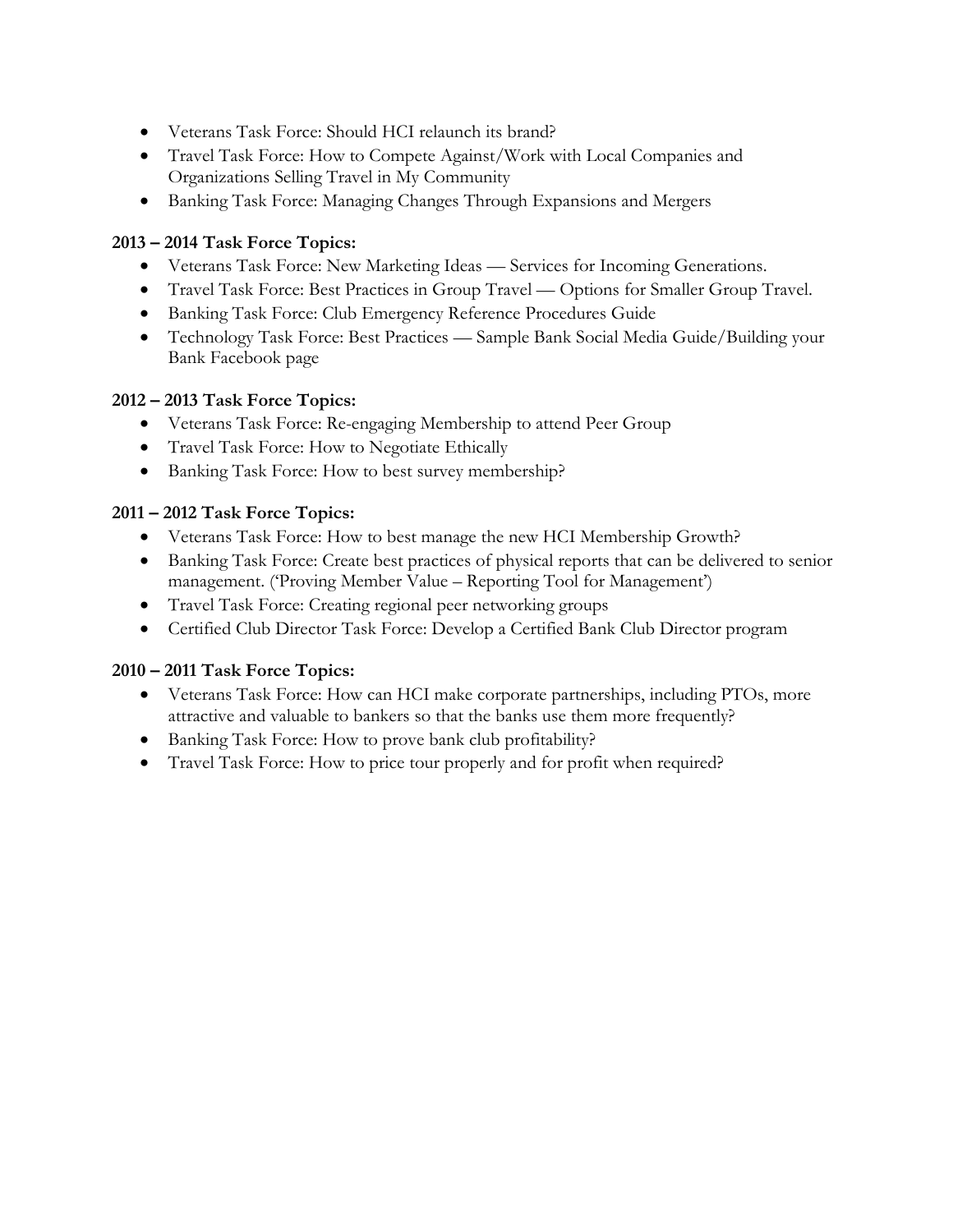- Veterans Task Force: Should HCI relaunch its brand?
- Travel Task Force: How to Compete Against/Work with Local Companies and Organizations Selling Travel in My Community
- Banking Task Force: Managing Changes Through Expansions and Mergers

**2013 – 2014 Task Force Topics:**

- Veterans Task Force: New Marketing Ideas — Services for Incoming Generations.
- Travel Task Force: Best Practices in Group Travel — Options for Smaller Group Travel.
- Banking Task Force: Club Emergency Reference Procedures Guide
- Technology Task Force: Best Practices — Sample Bank Social Media Guide/Building your Bank Facebook page

**2012 – 2013 Task Force Topics:**

- Veterans Task Force: Re-engaging Membership to attend Peer Group
- Travel Task Force: How to Negotiate Ethically
- Banking Task Force: How to best survey membership?

**2011 – 2012 Task Force Topics:**

- Veterans Task Force: How to best manage the new HCI Membership Growth?
- Banking Task Force: Create best practices of physical reports that can be delivered to senior management. ('Proving Member Value – Reporting Tool for Management')
- Travel Task Force: Creating regional peer networking groups
- Certified Club Director Task Force: Develop a Certified Bank Club Director program

**2010 – 2011 Task Force Topics:**

- Veterans Task Force: How can HCI make corporate partnerships, including PTOs, more attractive and valuable to bankers so that the banks use them more frequently?
- Banking Task Force: How to prove bank club profitability?
- Travel Task Force: How to price tour properly and for profit when required?